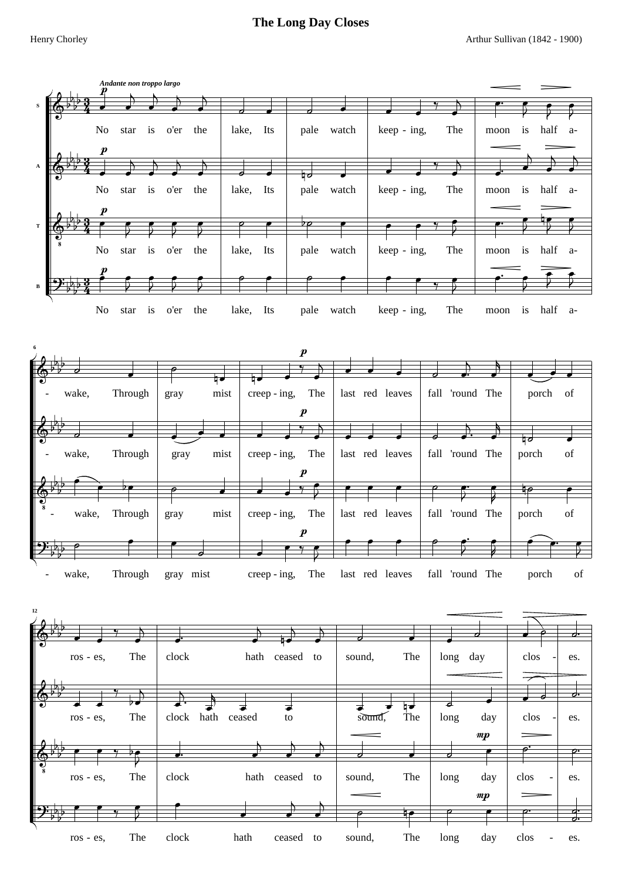# The Long Day Closes

Henry Chorley

Arthur Sullivan (1842 - 1900)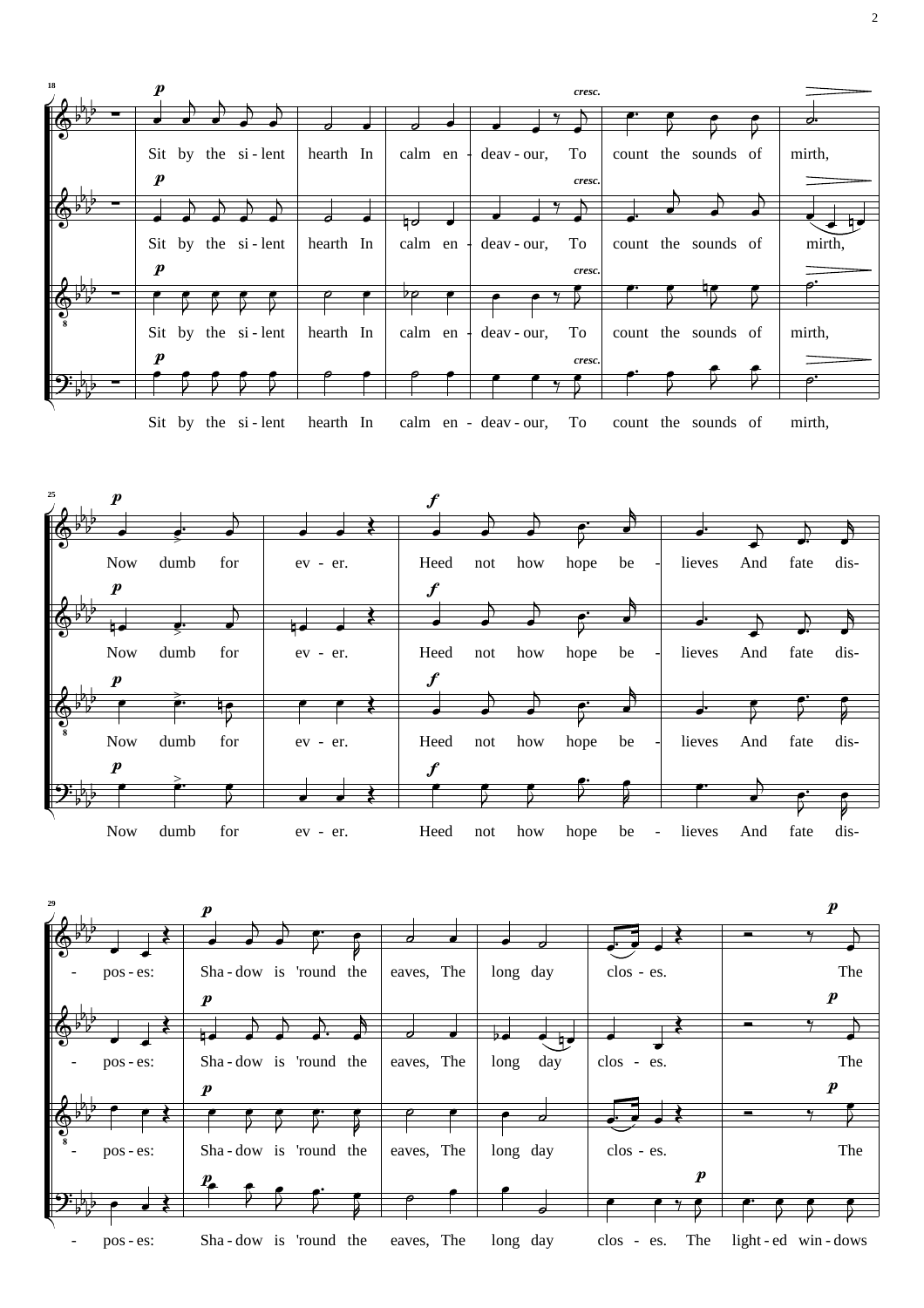18

*p* Sit by the si - lent hearth In calm en - deav - our, *cresc.* To count the sounds of mirth,

25

*p* Now dumb for ev - er. *f* Heed not how hope be - lieves And fate dis-

29

- pos - es: *p* Sha - dow is 'round the eaves, The long day clos - es. *p* The light - ed win - dows